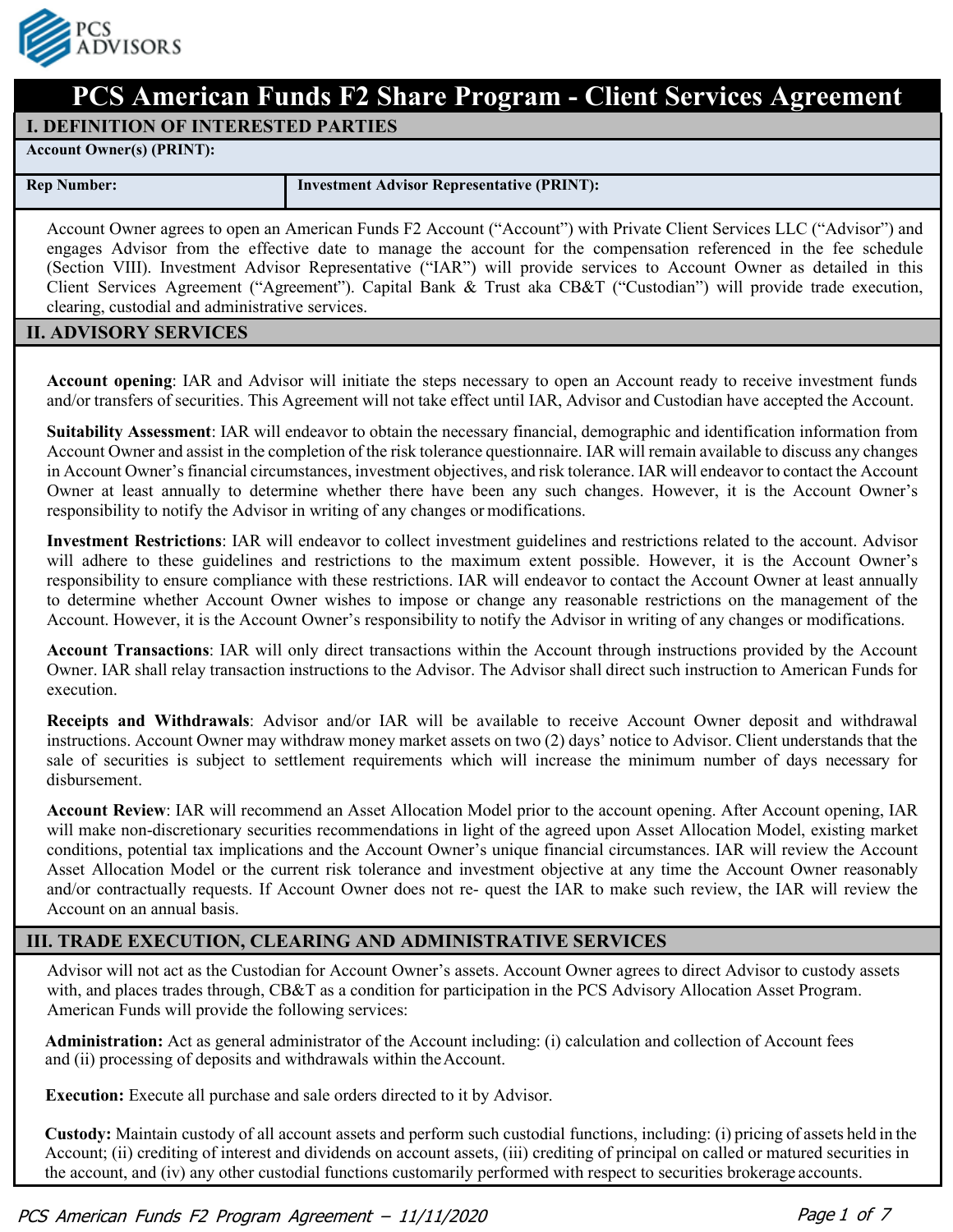PCS ADVISORS

# PCS American Funds F2 Share Program - Client Services Agreement

## I. DEFINITION OF INTERESTED PARTIES

| Account Owner(s) (PRINT): | |
|---|---|
| **Rep Number:** | **Investment Advisor Representative (PRINT):** |

Account Owner agrees to open an American Funds F2 Account ("Account") with Private Client Services LLC ("Advisor") and engages Advisor from the effective date to manage the account for the compensation referenced in the fee schedule (Section VIII). Investment Advisor Representative ("IAR") will provide services to Account Owner as detailed in this Client Services Agreement ("Agreement"). Capital Bank & Trust aka CB&T ("Custodian") will provide trade execution, clearing, custodial and administrative services.

## II. ADVISORY SERVICES

**Account opening**: IAR and Advisor will initiate the steps necessary to open an Account ready to receive investment funds and/or transfers of securities. This Agreement will not take effect until IAR, Advisor and Custodian have accepted the Account.

**Suitability Assessment**: IAR will endeavor to obtain the necessary financial, demographic and identification information from Account Owner and assist in the completion of the risk tolerance questionnaire. IAR will remain available to discuss any changes in Account Owner's financial circumstances, investment objectives, and risk tolerance. IAR will endeavor to contact the Account Owner at least annually to determine whether there have been any such changes. However, it is the Account Owner's responsibility to notify the Advisor in writing of any changes or modifications.

**Investment Restrictions**: IAR will endeavor to collect investment guidelines and restrictions related to the account. Advisor will adhere to these guidelines and restrictions to the maximum extent possible. However, it is the Account Owner's responsibility to ensure compliance with these restrictions. IAR will endeavor to contact the Account Owner at least annually to determine whether Account Owner wishes to impose or change any reasonable restrictions on the management of the Account. However, it is the Account Owner's responsibility to notify the Advisor in writing of any changes or modifications.

**Account Transactions**: IAR will only direct transactions within the Account through instructions provided by the Account Owner. IAR shall relay transaction instructions to the Advisor. The Advisor shall direct such instruction to American Funds for execution.

**Receipts and Withdrawals**: Advisor and/or IAR will be available to receive Account Owner deposit and withdrawal instructions. Account Owner may withdraw money market assets on two (2) days' notice to Advisor. Client understands that the sale of securities is subject to settlement requirements which will increase the minimum number of days necessary for disbursement.

**Account Review**: IAR will recommend an Asset Allocation Model prior to the account opening. After Account opening, IAR will make non-discretionary securities recommendations in light of the agreed upon Asset Allocation Model, existing market conditions, potential tax implications and the Account Owner's unique financial circumstances. IAR will review the Account Asset Allocation Model or the current risk tolerance and investment objective at any time the Account Owner reasonably and/or contractually requests. If Account Owner does not re- quest the IAR to make such review, the IAR will review the Account on an annual basis.

## III. TRADE EXECUTION, CLEARING AND ADMINISTRATIVE SERVICES

Advisor will not act as the Custodian for Account Owner's assets. Account Owner agrees to direct Advisor to custody assets with, and places trades through, CB&T as a condition for participation in the PCS Advisory Allocation Asset Program. American Funds will provide the following services:

**Administration:** Act as general administrator of the Account including: (i) calculation and collection of Account fees and (ii) processing of deposits and withdrawals within the Account.

**Execution:** Execute all purchase and sale orders directed to it by Advisor.

**Custody:** Maintain custody of all account assets and perform such custodial functions, including: (i) pricing of assets held in the Account; (ii) crediting of interest and dividends on account assets, (iii) crediting of principal on called or matured securities in the account, and (iv) any other custodial functions customarily performed with respect to securities brokerage accounts.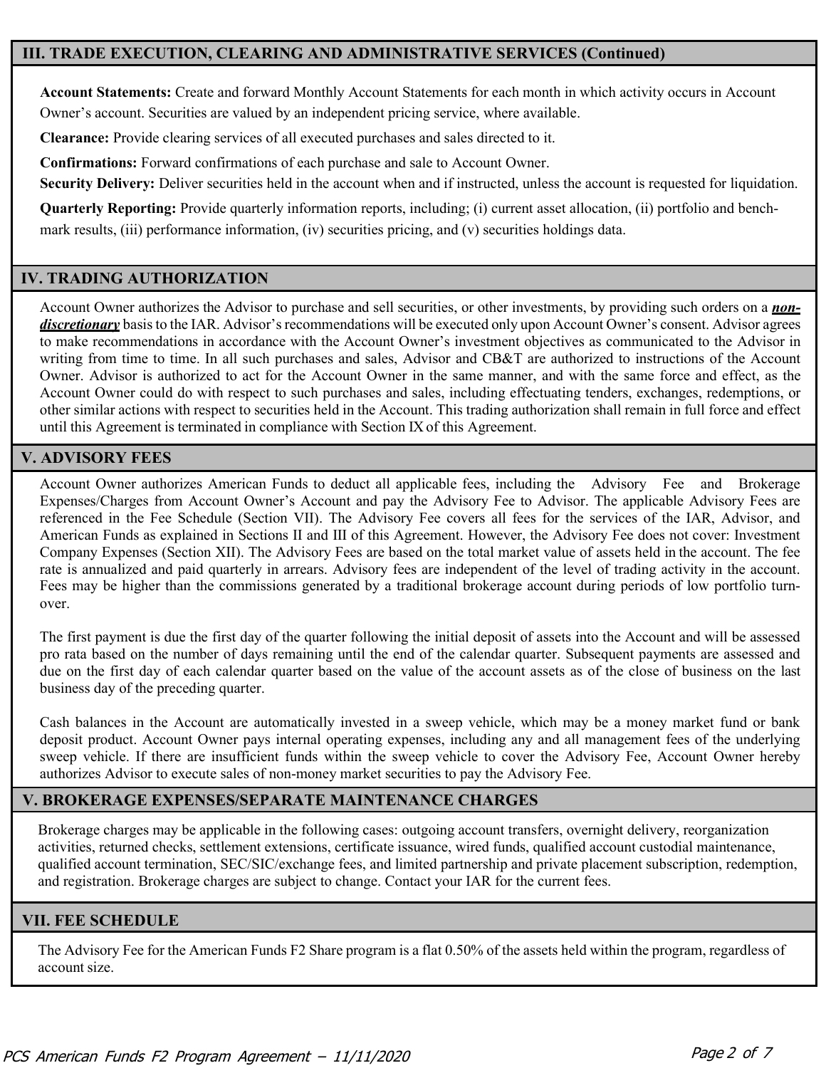## III. TRADE EXECUTION, CLEARING AND ADMINISTRATIVE SERVICES (Continued)

**Account Statements:** Create and forward Monthly Account Statements for each month in which activity occurs in Account Owner's account. Securities are valued by an independent pricing service, where available.

**Clearance:** Provide clearing services of all executed purchases and sales directed to it.

**Confirmations:** Forward confirmations of each purchase and sale to Account Owner.

**Security Delivery:** Deliver securities held in the account when and if instructed, unless the account is requested for liquidation.

**Quarterly Reporting:** Provide quarterly information reports, including; (i) current asset allocation, (ii) portfolio and bench-mark results, (iii) performance information, (iv) securities pricing, and (v) securities holdings data.

## IV. TRADING AUTHORIZATION

Account Owner authorizes the Advisor to purchase and sell securities, or other investments, by providing such orders on a ***non-discretionary*** basis to the IAR. Advisor's recommendations will be executed only upon Account Owner's consent. Advisor agrees to make recommendations in accordance with the Account Owner's investment objectives as communicated to the Advisor in writing from time to time. In all such purchases and sales, Advisor and CB&T are authorized to instructions of the Account Owner. Advisor is authorized to act for the Account Owner in the same manner, and with the same force and effect, as the Account Owner could do with respect to such purchases and sales, including effectuating tenders, exchanges, redemptions, or other similar actions with respect to securities held in the Account. This trading authorization shall remain in full force and effect until this Agreement is terminated in compliance with Section IX of this Agreement.

## V. ADVISORY FEES

Account Owner authorizes American Funds to deduct all applicable fees, including the Advisory Fee and Brokerage Expenses/Charges from Account Owner's Account and pay the Advisory Fee to Advisor. The applicable Advisory Fees are referenced in the Fee Schedule (Section VII). The Advisory Fee covers all fees for the services of the IAR, Advisor, and American Funds as explained in Sections II and III of this Agreement. However, the Advisory Fee does not cover: Investment Company Expenses (Section XII). The Advisory Fees are based on the total market value of assets held in the account. The fee rate is annualized and paid quarterly in arrears. Advisory fees are independent of the level of trading activity in the account. Fees may be higher than the commissions generated by a traditional brokerage account during periods of low portfolio turn-over.

The first payment is due the first day of the quarter following the initial deposit of assets into the Account and will be assessed pro rata based on the number of days remaining until the end of the calendar quarter. Subsequent payments are assessed and due on the first day of each calendar quarter based on the value of the account assets as of the close of business on the last business day of the preceding quarter.

Cash balances in the Account are automatically invested in a sweep vehicle, which may be a money market fund or bank deposit product. Account Owner pays internal operating expenses, including any and all management fees of the underlying sweep vehicle. If there are insufficient funds within the sweep vehicle to cover the Advisory Fee, Account Owner hereby authorizes Advisor to execute sales of non-money market securities to pay the Advisory Fee.

## V. BROKERAGE EXPENSES/SEPARATE MAINTENANCE CHARGES

Brokerage charges may be applicable in the following cases: outgoing account transfers, overnight delivery, reorganization activities, returned checks, settlement extensions, certificate issuance, wired funds, qualified account custodial maintenance, qualified account termination, SEC/SIC/exchange fees, and limited partnership and private placement subscription, redemption, and registration. Brokerage charges are subject to change. Contact your IAR for the current fees.

## VII. FEE SCHEDULE

The Advisory Fee for the American Funds F2 Share program is a flat 0.50% of the assets held within the program, regardless of account size.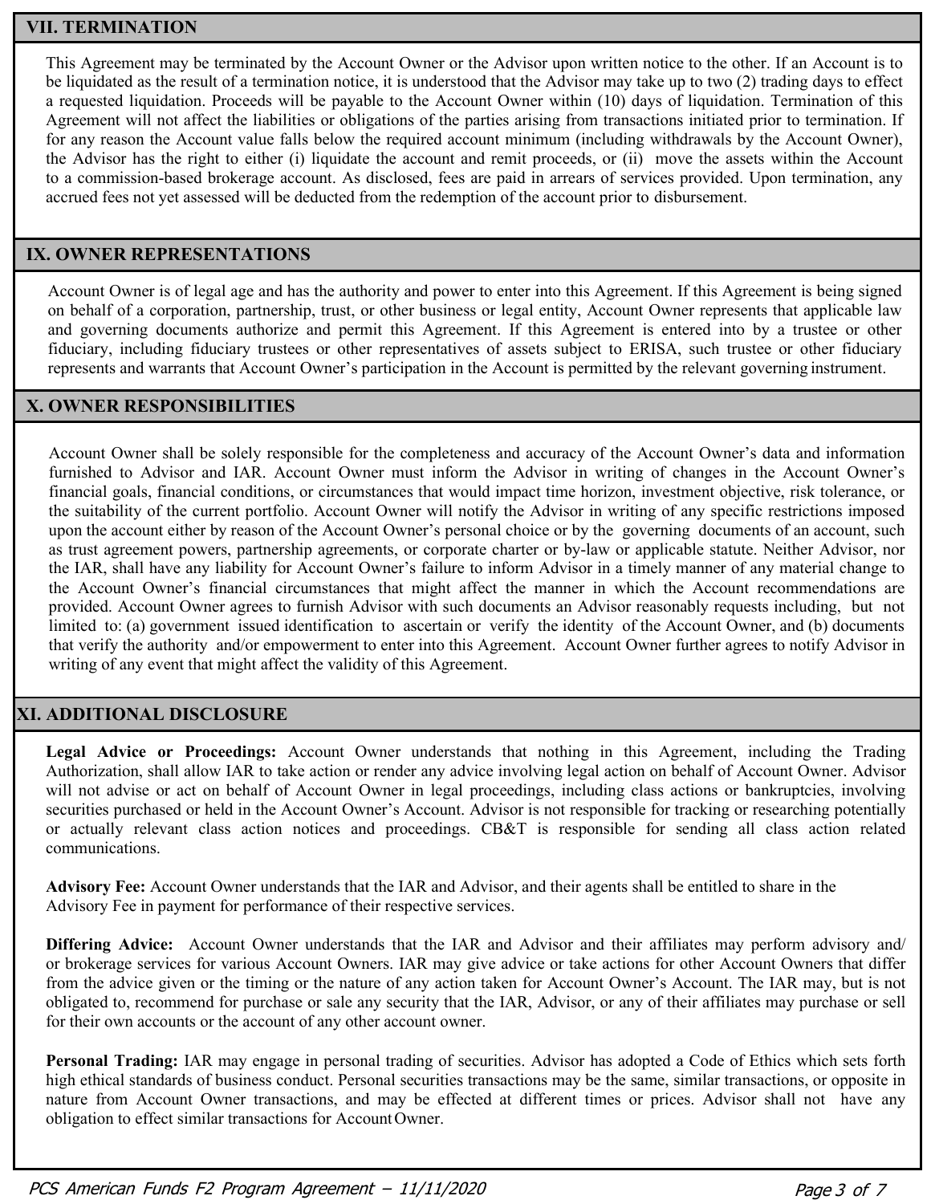## VII. TERMINATION

This Agreement may be terminated by the Account Owner or the Advisor upon written notice to the other. If an Account is to be liquidated as the result of a termination notice, it is understood that the Advisor may take up to two (2) trading days to effect a requested liquidation. Proceeds will be payable to the Account Owner within (10) days of liquidation. Termination of this Agreement will not affect the liabilities or obligations of the parties arising from transactions initiated prior to termination. If for any reason the Account value falls below the required account minimum (including withdrawals by the Account Owner), the Advisor has the right to either (i) liquidate the account and remit proceeds, or (ii) move the assets within the Account to a commission-based brokerage account. As disclosed, fees are paid in arrears of services provided. Upon termination, any accrued fees not yet assessed will be deducted from the redemption of the account prior to disbursement.

## IX. OWNER REPRESENTATIONS

Account Owner is of legal age and has the authority and power to enter into this Agreement. If this Agreement is being signed on behalf of a corporation, partnership, trust, or other business or legal entity, Account Owner represents that applicable law and governing documents authorize and permit this Agreement. If this Agreement is entered into by a trustee or other fiduciary, including fiduciary trustees or other representatives of assets subject to ERISA, such trustee or other fiduciary represents and warrants that Account Owner's participation in the Account is permitted by the relevant governing instrument.

## X. OWNER RESPONSIBILITIES

Account Owner shall be solely responsible for the completeness and accuracy of the Account Owner's data and information furnished to Advisor and IAR. Account Owner must inform the Advisor in writing of changes in the Account Owner's financial goals, financial conditions, or circumstances that would impact time horizon, investment objective, risk tolerance, or the suitability of the current portfolio. Account Owner will notify the Advisor in writing of any specific restrictions imposed upon the account either by reason of the Account Owner's personal choice or by the governing documents of an account, such as trust agreement powers, partnership agreements, or corporate charter or by-law or applicable statute. Neither Advisor, nor the IAR, shall have any liability for Account Owner's failure to inform Advisor in a timely manner of any material change to the Account Owner's financial circumstances that might affect the manner in which the Account recommendations are provided. Account Owner agrees to furnish Advisor with such documents an Advisor reasonably requests including, but not limited to: (a) government issued identification to ascertain or verify the identity of the Account Owner, and (b) documents that verify the authority and/or empowerment to enter into this Agreement. Account Owner further agrees to notify Advisor in writing of any event that might affect the validity of this Agreement.

## XI. ADDITIONAL DISCLOSURE

**Legal Advice or Proceedings:** Account Owner understands that nothing in this Agreement, including the Trading Authorization, shall allow IAR to take action or render any advice involving legal action on behalf of Account Owner. Advisor will not advise or act on behalf of Account Owner in legal proceedings, including class actions or bankruptcies, involving securities purchased or held in the Account Owner's Account. Advisor is not responsible for tracking or researching potentially or actually relevant class action notices and proceedings. CB&T is responsible for sending all class action related communications.

**Advisory Fee:** Account Owner understands that the IAR and Advisor, and their agents shall be entitled to share in the Advisory Fee in payment for performance of their respective services.

**Differing Advice:** Account Owner understands that the IAR and Advisor and their affiliates may perform advisory and/or brokerage services for various Account Owners. IAR may give advice or take actions for other Account Owners that differ from the advice given or the timing or the nature of any action taken for Account Owner's Account. The IAR may, but is not obligated to, recommend for purchase or sale any security that the IAR, Advisor, or any of their affiliates may purchase or sell for their own accounts or the account of any other account owner.

**Personal Trading:** IAR may engage in personal trading of securities. Advisor has adopted a Code of Ethics which sets forth high ethical standards of business conduct. Personal securities transactions may be the same, similar transactions, or opposite in nature from Account Owner transactions, and may be effected at different times or prices. Advisor shall not have any obligation to effect similar transactions for Account Owner.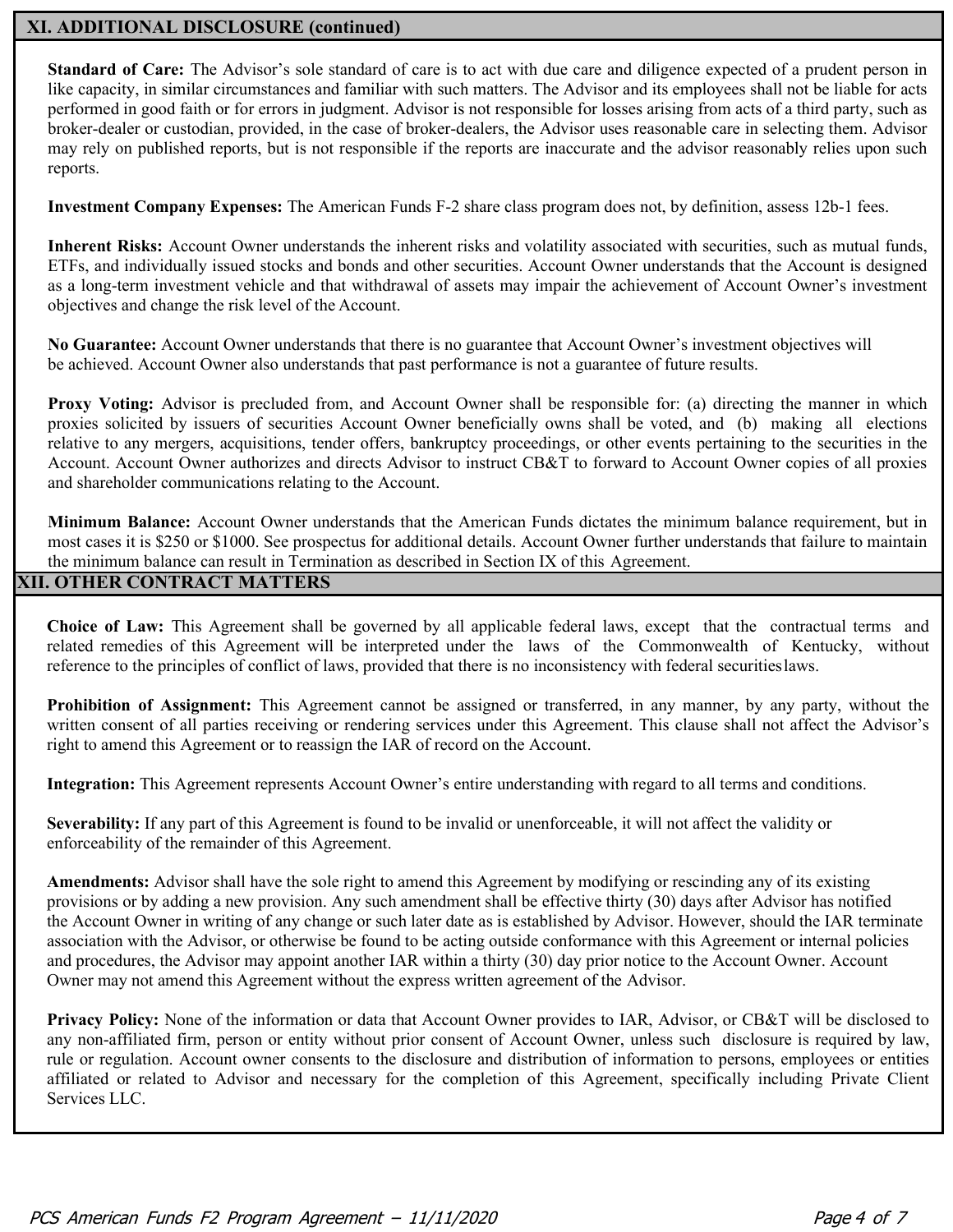## XI. ADDITIONAL DISCLOSURE (continued)

**Standard of Care:** The Advisor's sole standard of care is to act with due care and diligence expected of a prudent person in like capacity, in similar circumstances and familiar with such matters. The Advisor and its employees shall not be liable for acts performed in good faith or for errors in judgment. Advisor is not responsible for losses arising from acts of a third party, such as broker-dealer or custodian, provided, in the case of broker-dealers, the Advisor uses reasonable care in selecting them. Advisor may rely on published reports, but is not responsible if the reports are inaccurate and the advisor reasonably relies upon such reports.

**Investment Company Expenses:** The American Funds F-2 share class program does not, by definition, assess 12b-1 fees.

**Inherent Risks:** Account Owner understands the inherent risks and volatility associated with securities, such as mutual funds, ETFs, and individually issued stocks and bonds and other securities. Account Owner understands that the Account is designed as a long-term investment vehicle and that withdrawal of assets may impair the achievement of Account Owner's investment objectives and change the risk level of the Account.

**No Guarantee:** Account Owner understands that there is no guarantee that Account Owner's investment objectives will be achieved. Account Owner also understands that past performance is not a guarantee of future results.

**Proxy Voting:** Advisor is precluded from, and Account Owner shall be responsible for: (a) directing the manner in which proxies solicited by issuers of securities Account Owner beneficially owns shall be voted, and (b) making all elections relative to any mergers, acquisitions, tender offers, bankruptcy proceedings, or other events pertaining to the securities in the Account. Account Owner authorizes and directs Advisor to instruct CB&T to forward to Account Owner copies of all proxies and shareholder communications relating to the Account.

**Minimum Balance:** Account Owner understands that the American Funds dictates the minimum balance requirement, but in most cases it is $250 or $1000. See prospectus for additional details. Account Owner further understands that failure to maintain the minimum balance can result in Termination as described in Section IX of this Agreement.

## XII. OTHER CONTRACT MATTERS

**Choice of Law:** This Agreement shall be governed by all applicable federal laws, except that the contractual terms and related remedies of this Agreement will be interpreted under the laws of the Commonwealth of Kentucky, without reference to the principles of conflict of laws, provided that there is no inconsistency with federal securities laws.

**Prohibition of Assignment:** This Agreement cannot be assigned or transferred, in any manner, by any party, without the written consent of all parties receiving or rendering services under this Agreement. This clause shall not affect the Advisor's right to amend this Agreement or to reassign the IAR of record on the Account.

**Integration:** This Agreement represents Account Owner's entire understanding with regard to all terms and conditions.

**Severability:** If any part of this Agreement is found to be invalid or unenforceable, it will not affect the validity or enforceability of the remainder of this Agreement.

**Amendments:** Advisor shall have the sole right to amend this Agreement by modifying or rescinding any of its existing provisions or by adding a new provision. Any such amendment shall be effective thirty (30) days after Advisor has notified the Account Owner in writing of any change or such later date as is established by Advisor. However, should the IAR terminate association with the Advisor, or otherwise be found to be acting outside conformance with this Agreement or internal policies and procedures, the Advisor may appoint another IAR within a thirty (30) day prior notice to the Account Owner. Account Owner may not amend this Agreement without the express written agreement of the Advisor.

**Privacy Policy:** None of the information or data that Account Owner provides to IAR, Advisor, or CB&T will be disclosed to any non-affiliated firm, person or entity without prior consent of Account Owner, unless such disclosure is required by law, rule or regulation. Account owner consents to the disclosure and distribution of information to persons, employees or entities affiliated or related to Advisor and necessary for the completion of this Agreement, specifically including Private Client Services LLC.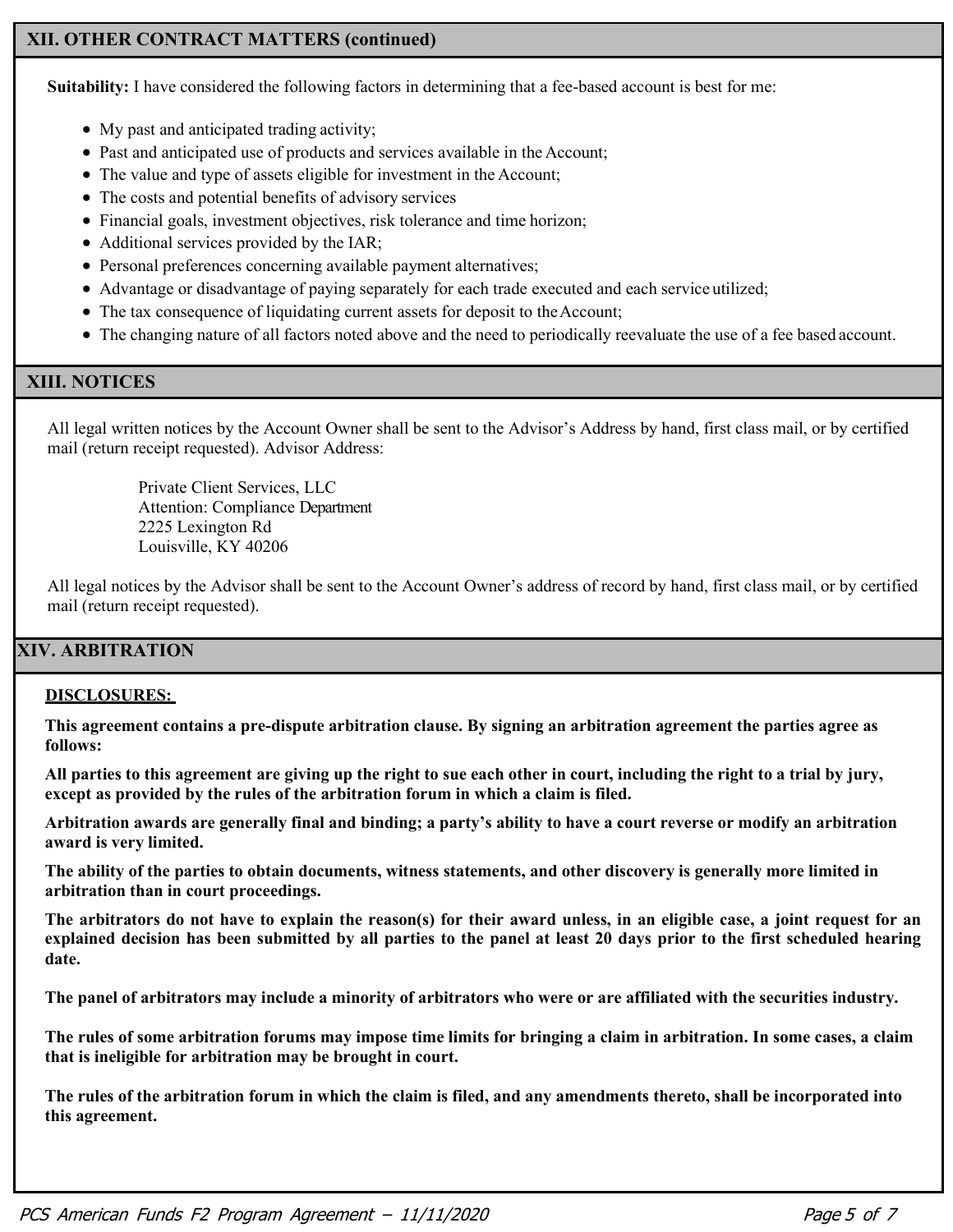## XII. OTHER CONTRACT MATTERS (continued)

**Suitability:** I have considered the following factors in determining that a fee-based account is best for me:

- My past and anticipated trading activity;
- Past and anticipated use of products and services available in the Account;
- The value and type of assets eligible for investment in the Account;
- The costs and potential benefits of advisory services
- Financial goals, investment objectives, risk tolerance and time horizon;
- Additional services provided by the IAR;
- Personal preferences concerning available payment alternatives;
- Advantage or disadvantage of paying separately for each trade executed and each service utilized;
- The tax consequence of liquidating current assets for deposit to the Account;
- The changing nature of all factors noted above and the need to periodically reevaluate the use of a fee based account.

## XIII. NOTICES

All legal written notices by the Account Owner shall be sent to the Advisor's Address by hand, first class mail, or by certified mail (return receipt requested). Advisor Address:

Private Client Services, LLC
Attention: Compliance Department
2225 Lexington Rd
Louisville, KY 40206

All legal notices by the Advisor shall be sent to the Account Owner's address of record by hand, first class mail, or by certified mail (return receipt requested).

## XIV. ARBITRATION

**DISCLOSURES:**

**This agreement contains a pre-dispute arbitration clause. By signing an arbitration agreement the parties agree as follows:**

**All parties to this agreement are giving up the right to sue each other in court, including the right to a trial by jury, except as provided by the rules of the arbitration forum in which a claim is filed.**

**Arbitration awards are generally final and binding; a party's ability to have a court reverse or modify an arbitration award is very limited.**

**The ability of the parties to obtain documents, witness statements, and other discovery is generally more limited in arbitration than in court proceedings.**

**The arbitrators do not have to explain the reason(s) for their award unless, in an eligible case, a joint request for an explained decision has been submitted by all parties to the panel at least 20 days prior to the first scheduled hearing date.**

**The panel of arbitrators may include a minority of arbitrators who were or are affiliated with the securities industry.**

**The rules of some arbitration forums may impose time limits for bringing a claim in arbitration. In some cases, a claim that is ineligible for arbitration may be brought in court.**

**The rules of the arbitration forum in which the claim is filed, and any amendments thereto, shall be incorporated into this agreement.**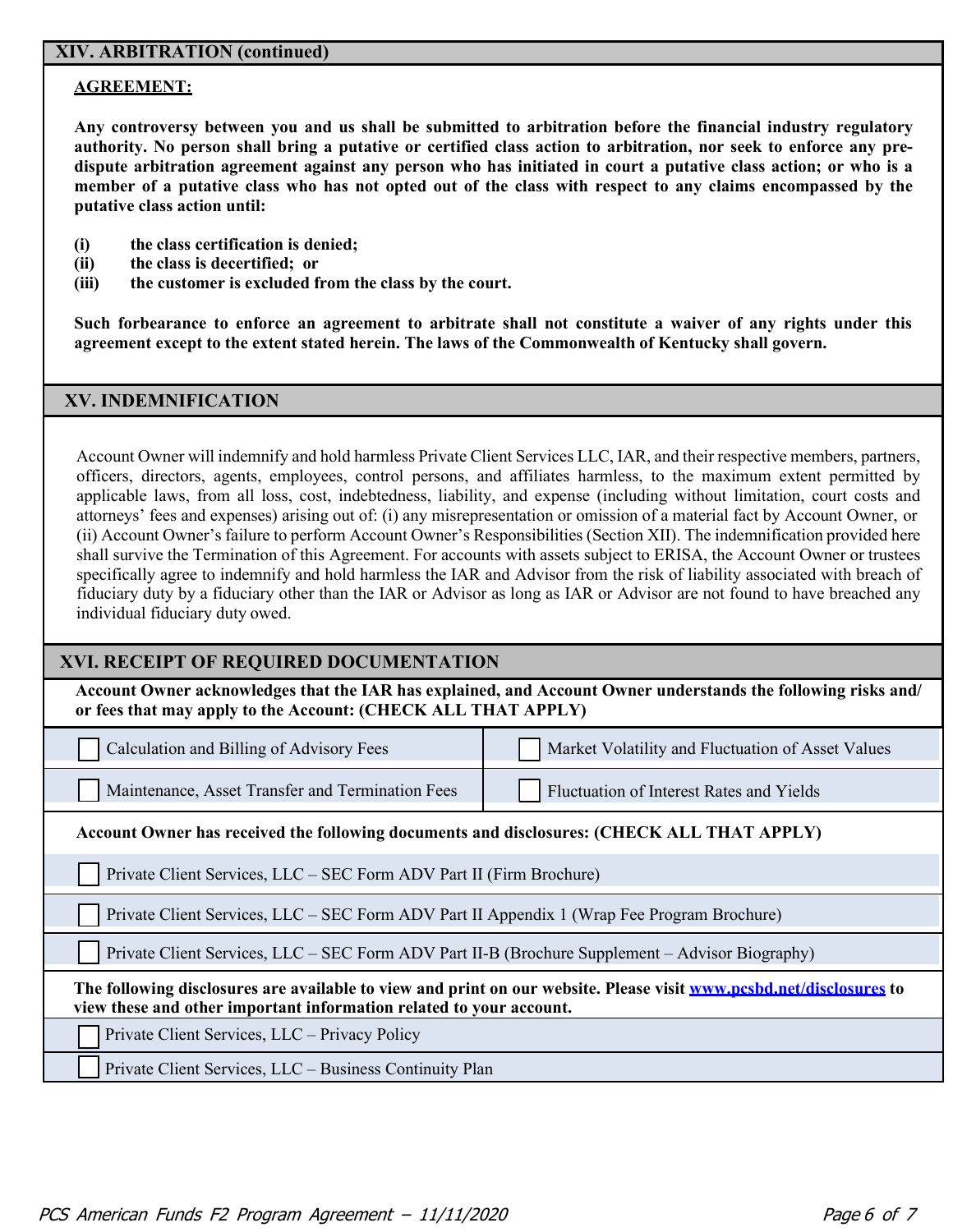## XIV. ARBITRATION (continued)

**AGREEMENT:**

**Any controversy between you and us shall be submitted to arbitration before the financial industry regulatory authority. No person shall bring a putative or certified class action to arbitration, nor seek to enforce any pre-dispute arbitration agreement against any person who has initiated in court a putative class action; or who is a member of a putative class who has not opted out of the class with respect to any claims encompassed by the putative class action until:**

**(i) the class certification is denied;**
**(ii) the class is decertified; or**
**(iii) the customer is excluded from the class by the court.**

**Such forbearance to enforce an agreement to arbitrate shall not constitute a waiver of any rights under this agreement except to the extent stated herein. The laws of the Commonwealth of Kentucky shall govern.**

## XV. INDEMNIFICATION

Account Owner will indemnify and hold harmless Private Client Services LLC, IAR, and their respective members, partners, officers, directors, agents, employees, control persons, and affiliates harmless, to the maximum extent permitted by applicable laws, from all loss, cost, indebtedness, liability, and expense (including without limitation, court costs and attorneys' fees and expenses) arising out of: (i) any misrepresentation or omission of a material fact by Account Owner, or (ii) Account Owner's failure to perform Account Owner's Responsibilities (Section XII). The indemnification provided here shall survive the Termination of this Agreement. For accounts with assets subject to ERISA, the Account Owner or trustees specifically agree to indemnify and hold harmless the IAR and Advisor from the risk of liability associated with breach of fiduciary duty by a fiduciary other than the IAR or Advisor as long as IAR or Advisor are not found to have breached any individual fiduciary duty owed.

## XVI. RECEIPT OF REQUIRED DOCUMENTATION

**Account Owner acknowledges that the IAR has explained, and Account Owner understands the following risks and/or fees that may apply to the Account: (CHECK ALL THAT APPLY)**

| | |
|---|---|
| ☐ Calculation and Billing of Advisory Fees | ☐ Market Volatility and Fluctuation of Asset Values |
| ☐ Maintenance, Asset Transfer and Termination Fees | ☐ Fluctuation of Interest Rates and Yields |

**Account Owner has received the following documents and disclosures: (CHECK ALL THAT APPLY)**

- ☐ Private Client Services, LLC – SEC Form ADV Part II (Firm Brochure)
- ☐ Private Client Services, LLC – SEC Form ADV Part II Appendix 1 (Wrap Fee Program Brochure)
- ☐ Private Client Services, LLC – SEC Form ADV Part II-B (Brochure Supplement – Advisor Biography)

**The following disclosures are available to view and print on our website. Please visit [www.pcsbd.net/disclosures](http://www.pcsbd.net/disclosures) to view these and other important information related to your account.**

- ☐ Private Client Services, LLC – Privacy Policy
- ☐ Private Client Services, LLC – Business Continuity Plan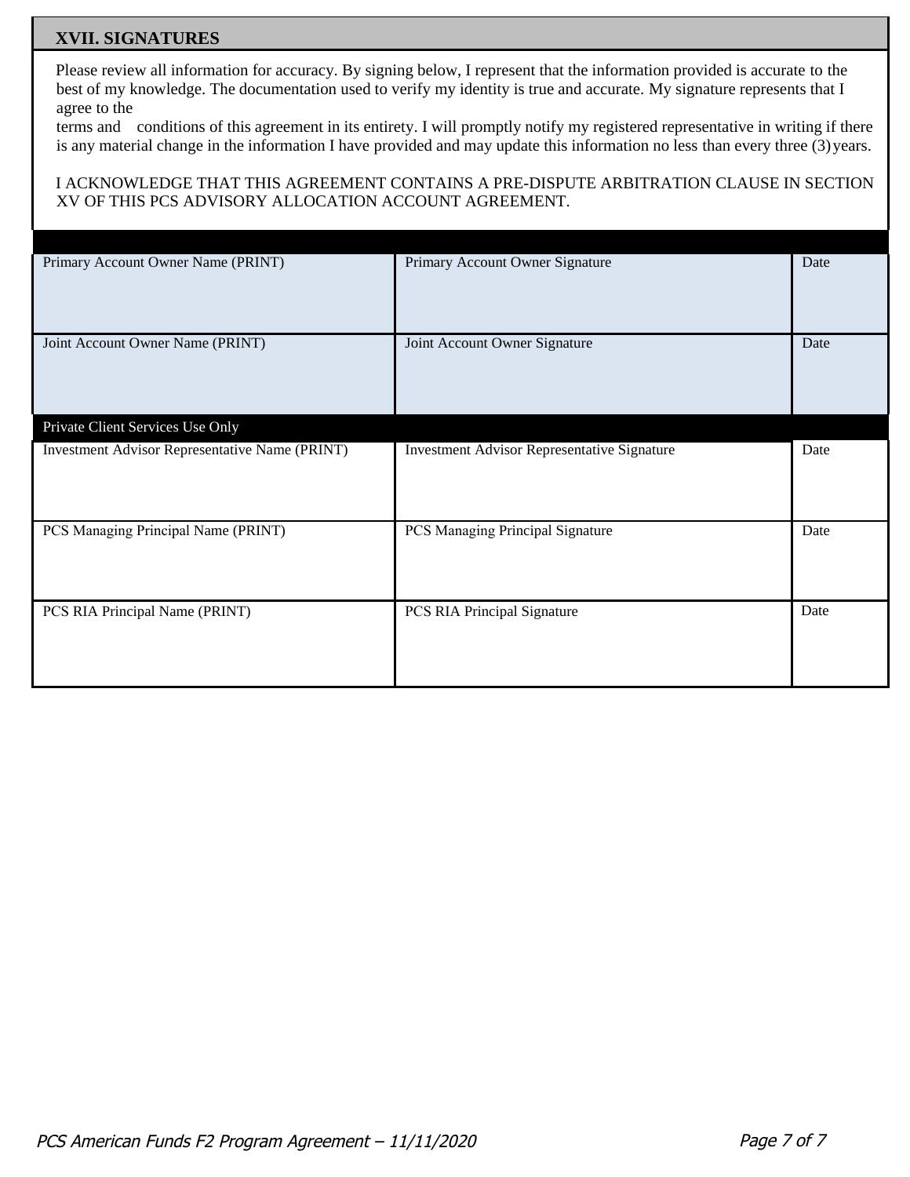## XVII. SIGNATURES

Please review all information for accuracy. By signing below, I represent that the information provided is accurate to the best of my knowledge. The documentation used to verify my identity is true and accurate. My signature represents that I agree to the terms and conditions of this agreement in its entirety. I will promptly notify my registered representative in writing if there is any material change in the information I have provided and may update this information no less than every three (3) years.

I ACKNOWLEDGE THAT THIS AGREEMENT CONTAINS A PRE-DISPUTE ARBITRATION CLAUSE IN SECTION XV OF THIS PCS ADVISORY ALLOCATION ACCOUNT AGREEMENT.

| | | |
|---|---|---|
| Primary Account Owner Name (PRINT) | Primary Account Owner Signature | Date |
| Joint Account Owner Name (PRINT) | Joint Account Owner Signature | Date |
| Private Client Services Use Only | | |
| Investment Advisor Representative Name (PRINT) | Investment Advisor Representative Signature | Date |
| PCS Managing Principal Name (PRINT) | PCS Managing Principal Signature | Date |
| PCS RIA Principal Name (PRINT) | PCS RIA Principal Signature | Date |